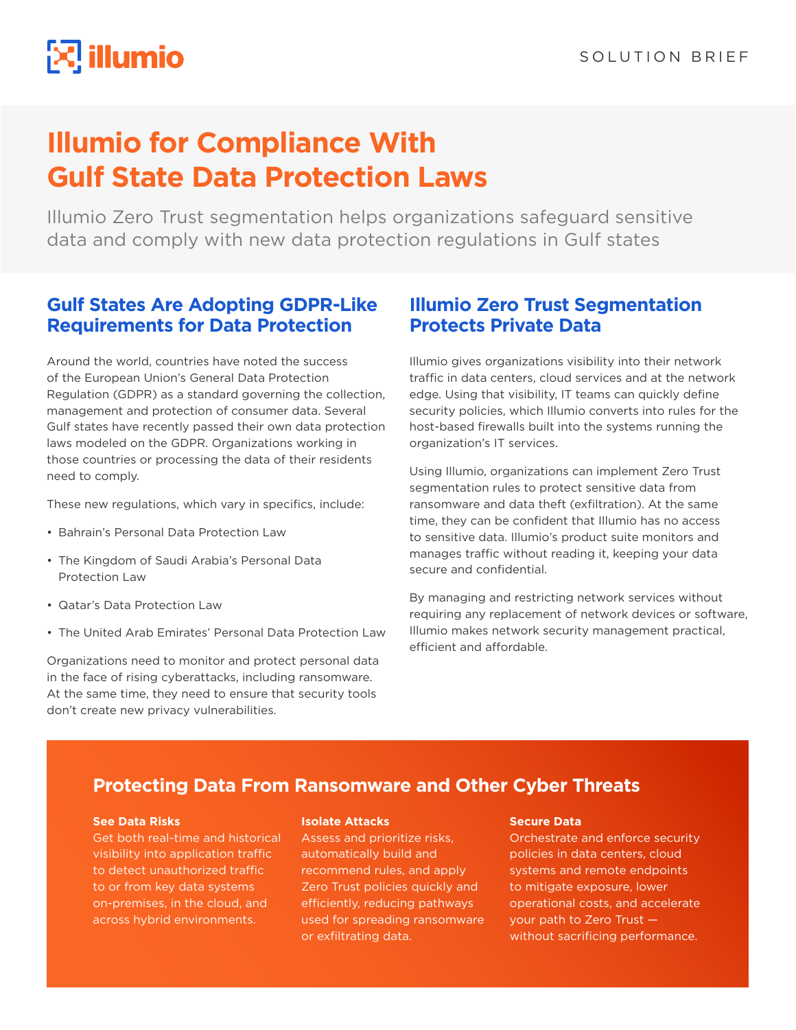SOLUTION BRIEF

# Illumio for Compliance With Gulf State Data Protection Laws

Illumio Zero Trust segmentation helps organizations safeguard sensitive data and comply with new data protection regulations in Gulf states

## Gulf States Are Adopting GDPR-Like Requirements for Data Protection

Around the world, countries have noted the success of the European Union's General Data Protection Regulation (GDPR) as a standard governing the collection, management and protection of consumer data. Several Gulf states have recently passed their own data protection laws modeled on the GDPR. Organizations working in those countries or processing the data of their residents need to comply.

These new regulations, which vary in specifics, include:

- Bahrain's Personal Data Protection Law
- The Kingdom of Saudi Arabia's Personal Data Protection Law
- Qatar's Data Protection Law
- The United Arab Emirates' Personal Data Protection Law

Organizations need to monitor and protect personal data in the face of rising cyberattacks, including ransomware. At the same time, they need to ensure that security tools don't create new privacy vulnerabilities.

## Illumio Zero Trust Segmentation Protects Private Data

Illumio gives organizations visibility into their network traffic in data centers, cloud services and at the network edge. Using that visibility, IT teams can quickly define security policies, which Illumio converts into rules for the host-based firewalls built into the systems running the organization's IT services.

Using Illumio, organizations can implement Zero Trust segmentation rules to protect sensitive data from ransomware and data theft (exfiltration). At the same time, they can be confident that Illumio has no access to sensitive data. Illumio's product suite monitors and manages traffic without reading it, keeping your data secure and confidential.

By managing and restricting network services without requiring any replacement of network devices or software, Illumio makes network security management practical, efficient and affordable.

## Protecting Data From Ransomware and Other Cyber Threats

**See Data Risks**
Get both real-time and historical visibility into application traffic to detect unauthorized traffic to or from key data systems on-premises, in the cloud, and across hybrid environments.

**Isolate Attacks**
Assess and prioritize risks, automatically build and recommend rules, and apply Zero Trust policies quickly and efficiently, reducing pathways used for spreading ransomware or exfiltrating data.

**Secure Data**
Orchestrate and enforce security policies in data centers, cloud systems and remote endpoints to mitigate exposure, lower operational costs, and accelerate your path to Zero Trust — without sacrificing performance.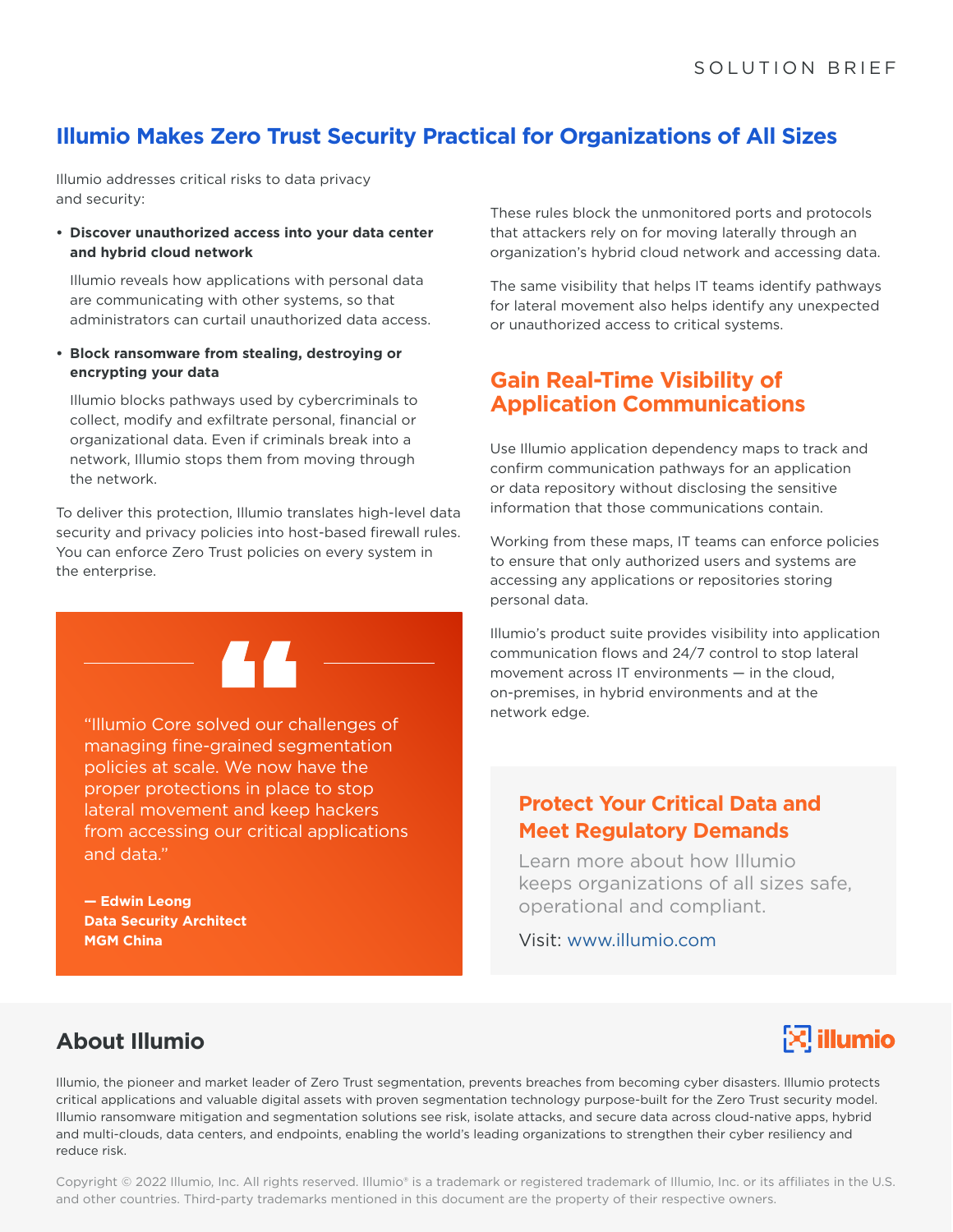SOLUTION BRIEF

## Illumio Makes Zero Trust Security Practical for Organizations of All Sizes

Illumio addresses critical risks to data privacy and security:

- **Discover unauthorized access into your data center and hybrid cloud network**

  Illumio reveals how applications with personal data are communicating with other systems, so that administrators can curtail unauthorized data access.

- **Block ransomware from stealing, destroying or encrypting your data**

  Illumio blocks pathways used by cybercriminals to collect, modify and exfiltrate personal, financial or organizational data. Even if criminals break into a network, Illumio stops them from moving through the network.

To deliver this protection, Illumio translates high-level data security and privacy policies into host-based firewall rules. You can enforce Zero Trust policies on every system in the enterprise.

> "Illumio Core solved our challenges of managing fine-grained segmentation policies at scale. We now have the proper protections in place to stop lateral movement and keep hackers from accessing our critical applications and data."
>
> **— Edwin Leong**
> **Data Security Architect**
> **MGM China**

These rules block the unmonitored ports and protocols that attackers rely on for moving laterally through an organization's hybrid cloud network and accessing data.

The same visibility that helps IT teams identify pathways for lateral movement also helps identify any unexpected or unauthorized access to critical systems.

## Gain Real-Time Visibility of Application Communications

Use Illumio application dependency maps to track and confirm communication pathways for an application or data repository without disclosing the sensitive information that those communications contain.

Working from these maps, IT teams can enforce policies to ensure that only authorized users and systems are accessing any applications or repositories storing personal data.

Illumio's product suite provides visibility into application communication flows and 24/7 control to stop lateral movement across IT environments — in the cloud, on-premises, in hybrid environments and at the network edge.

### Protect Your Critical Data and Meet Regulatory Demands

Learn more about how Illumio keeps organizations of all sizes safe, operational and compliant.

Visit: www.illumio.com

## About Illumio

illumio

Illumio, the pioneer and market leader of Zero Trust segmentation, prevents breaches from becoming cyber disasters. Illumio protects critical applications and valuable digital assets with proven segmentation technology purpose-built for the Zero Trust security model. Illumio ransomware mitigation and segmentation solutions see risk, isolate attacks, and secure data across cloud-native apps, hybrid and multi-clouds, data centers, and endpoints, enabling the world's leading organizations to strengthen their cyber resiliency and reduce risk.

Copyright © 2022 Illumio, Inc. All rights reserved. Illumio® is a trademark or registered trademark of Illumio, Inc. or its affiliates in the U.S. and other countries. Third-party trademarks mentioned in this document are the property of their respective owners.